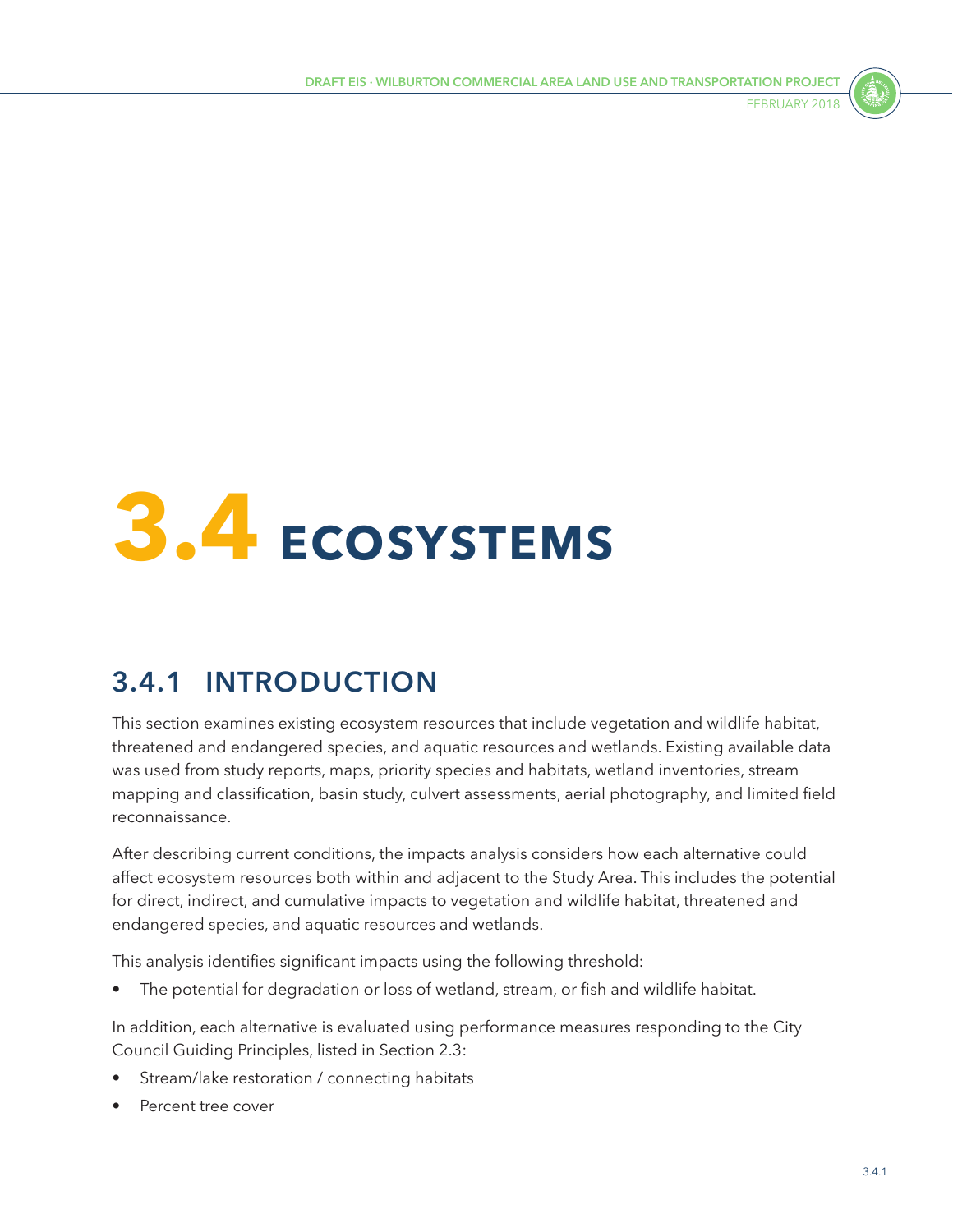# 3.4 ECOSYSTEMS

## 3.4.1 INTRODUCTION

This section examines existing ecosystem resources that include vegetation and wildlife habitat, threatened and endangered species, and aquatic resources and wetlands. Existing available data was used from study reports, maps, priority species and habitats, wetland inventories, stream mapping and classification, basin study, culvert assessments, aerial photography, and limited field reconnaissance.

After describing current conditions, the impacts analysis considers how each alternative could affect ecosystem resources both within and adjacent to the Study Area. This includes the potential for direct, indirect, and cumulative impacts to vegetation and wildlife habitat, threatened and endangered species, and aquatic resources and wetlands.

This analysis identifies significant impacts using the following threshold:

- The potential for degradation or loss of wetland, stream, or fish and wildlife habitat.

In addition, each alternative is evaluated using performance measures responding to the City Council Guiding Principles, listed in Section 2.3:

- Stream/lake restoration / connecting habitats
- Percent tree cover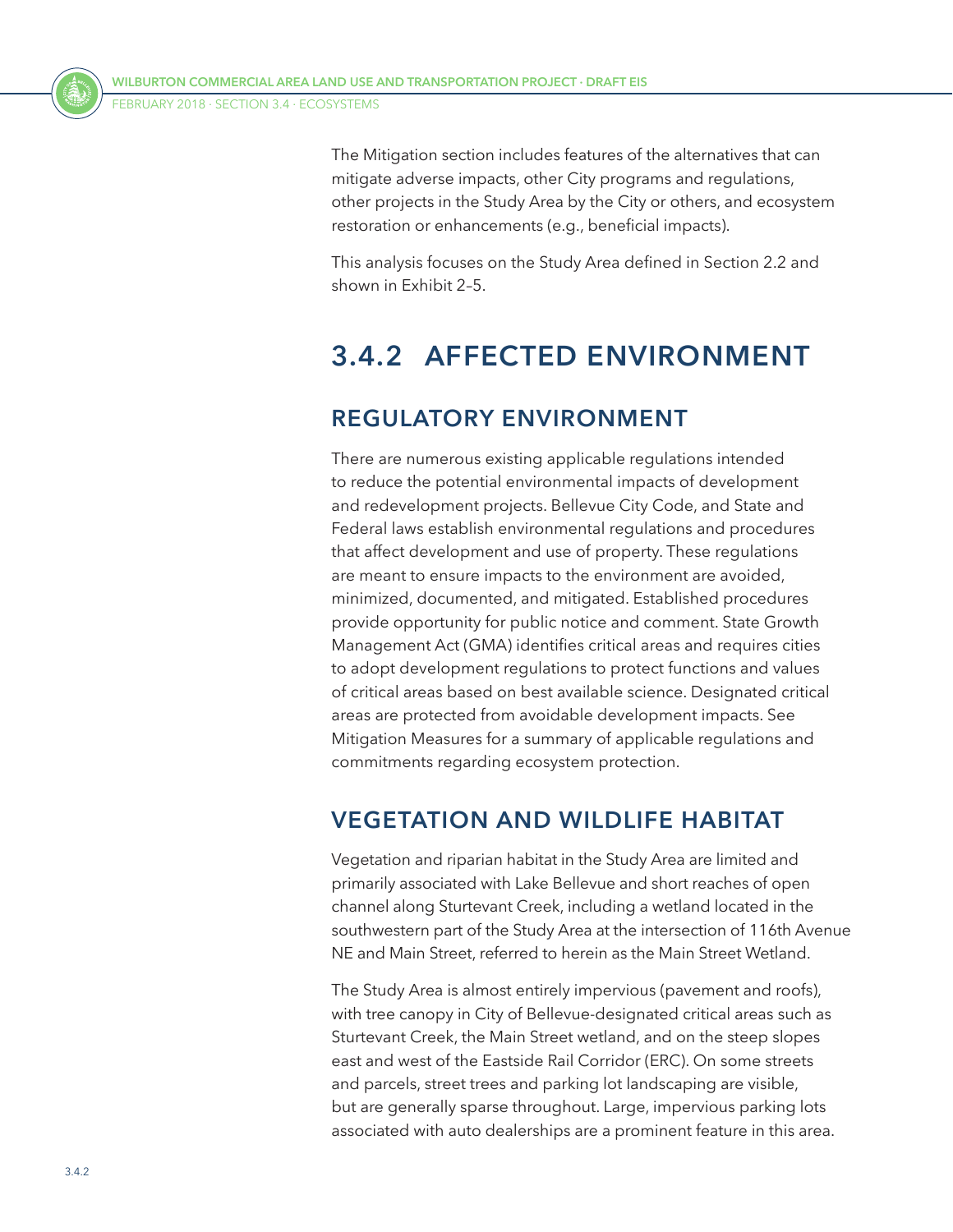The Mitigation section includes features of the alternatives that can mitigate adverse impacts, other City programs and regulations, other projects in the Study Area by the City or others, and ecosystem restoration or enhancements (e.g., beneficial impacts).

This analysis focuses on the Study Area defined in Section 2.2 and shown in Exhibit 2–5.

## 3.4.2 AFFECTED ENVIRONMENT

### REGULATORY ENVIRONMENT

There are numerous existing applicable regulations intended to reduce the potential environmental impacts of development and redevelopment projects. Bellevue City Code, and State and Federal laws establish environmental regulations and procedures that affect development and use of property. These regulations are meant to ensure impacts to the environment are avoided, minimized, documented, and mitigated. Established procedures provide opportunity for public notice and comment. State Growth Management Act (GMA) identifies critical areas and requires cities to adopt development regulations to protect functions and values of critical areas based on best available science. Designated critical areas are protected from avoidable development impacts. See Mitigation Measures for a summary of applicable regulations and commitments regarding ecosystem protection.

### VEGETATION AND WILDLIFE HABITAT

Vegetation and riparian habitat in the Study Area are limited and primarily associated with Lake Bellevue and short reaches of open channel along Sturtevant Creek, including a wetland located in the southwestern part of the Study Area at the intersection of 116th Avenue NE and Main Street, referred to herein as the Main Street Wetland.

The Study Area is almost entirely impervious (pavement and roofs), with tree canopy in City of Bellevue-designated critical areas such as Sturtevant Creek, the Main Street wetland, and on the steep slopes east and west of the Eastside Rail Corridor (ERC). On some streets and parcels, street trees and parking lot landscaping are visible, but are generally sparse throughout. Large, impervious parking lots associated with auto dealerships are a prominent feature in this area.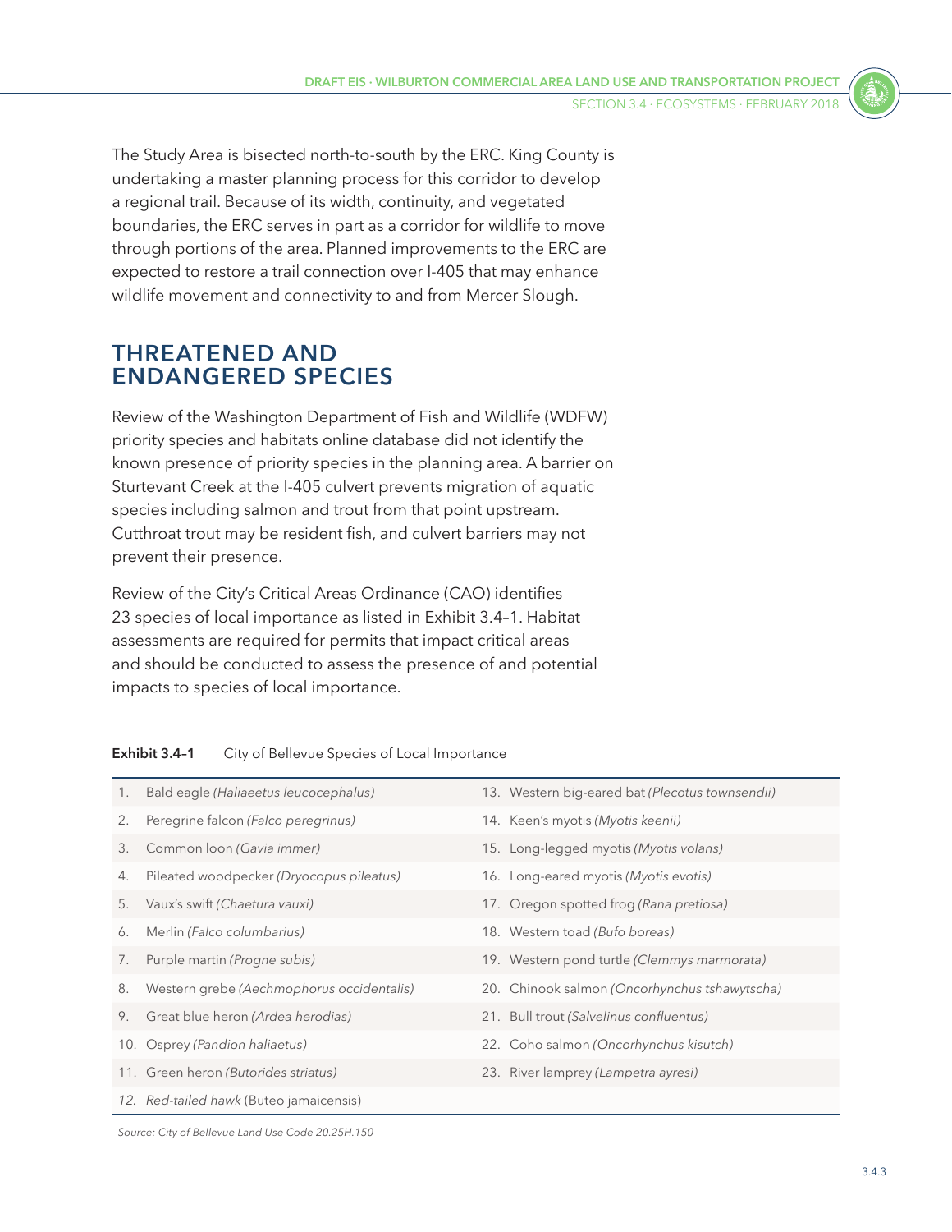The Study Area is bisected north-to-south by the ERC. King County is undertaking a master planning process for this corridor to develop a regional trail. Because of its width, continuity, and vegetated boundaries, the ERC serves in part as a corridor for wildlife to move through portions of the area. Planned improvements to the ERC are expected to restore a trail connection over I-405 that may enhance wildlife movement and connectivity to and from Mercer Slough.

## THREATENED AND ENDANGERED SPECIES

Review of the Washington Department of Fish and Wildlife (WDFW) priority species and habitats online database did not identify the known presence of priority species in the planning area. A barrier on Sturtevant Creek at the I-405 culvert prevents migration of aquatic species including salmon and trout from that point upstream. Cutthroat trout may be resident fish, and culvert barriers may not prevent their presence.

Review of the City's Critical Areas Ordinance (CAO) identifies 23 species of local importance as listed in Exhibit 3.4–1. Habitat assessments are required for permits that impact critical areas and should be conducted to assess the presence of and potential impacts to species of local importance.

**Exhibit 3.4–1** City of Bellevue Species of Local Importance

| | |
|---|---|
| 1. Bald eagle *(Haliaeetus leucocephalus)* | 13. Western big-eared bat *(Plecotus townsendii)* |
| 2. Peregrine falcon *(Falco peregrinus)* | 14. Keen's myotis *(Myotis keenii)* |
| 3. Common loon *(Gavia immer)* | 15. Long-legged myotis *(Myotis volans)* |
| 4. Pileated woodpecker *(Dryocopus pileatus)* | 16. Long-eared myotis *(Myotis evotis)* |
| 5. Vaux's swift *(Chaetura vauxi)* | 17. Oregon spotted frog *(Rana pretiosa)* |
| 6. Merlin *(Falco columbarius)* | 18. Western toad *(Bufo boreas)* |
| 7. Purple martin *(Progne subis)* | 19. Western pond turtle *(Clemmys marmorata)* |
| 8. Western grebe *(Aechmophorus occidentalis)* | 20. Chinook salmon *(Oncorhynchus tshawytscha)* |
| 9. Great blue heron *(Ardea herodias)* | 21. Bull trout *(Salvelinus confluentus)* |
| 10. Osprey *(Pandion haliaetus)* | 22. Coho salmon *(Oncorhynchus kisutch)* |
| 11. Green heron *(Butorides striatus)* | 23. River lamprey *(Lampetra ayresi)* |
| *12. Red-tailed hawk* (Buteo jamaicensis) | |

*Source: City of Bellevue Land Use Code 20.25H.150*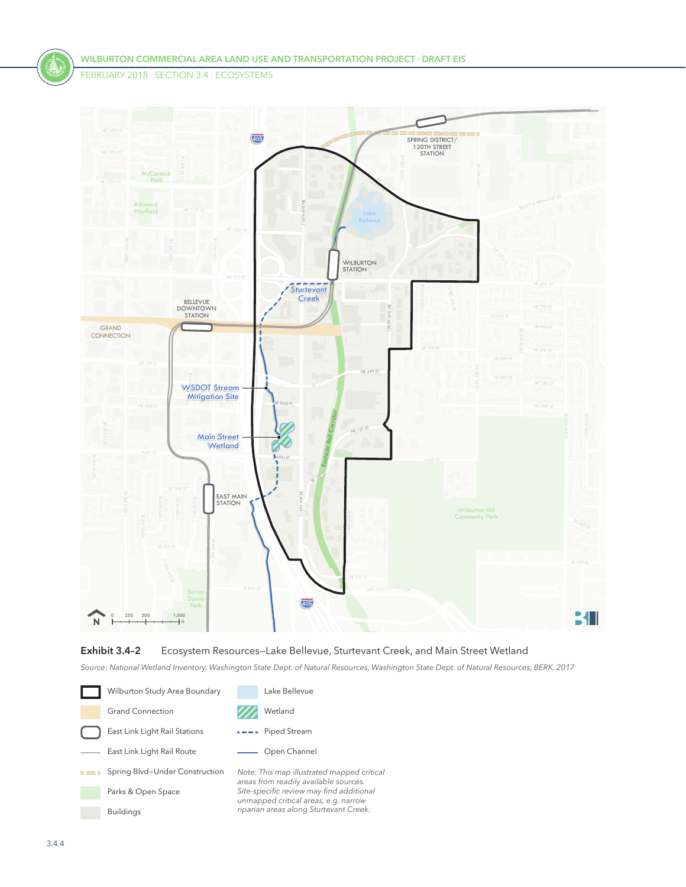**Exhibit 3.4-2** Ecosystem Resources—Lake Bellevue, Sturtevant Creek, and Main Street Wetland

*Source: National Wetland Inventory, Washington State Dept. of Natural Resources, Washington State Dept. of Natural Resources, BERK, 2017*

- Wilburton Study Area Boundary
- Grand Connection
- East Link Light Rail Stations
- East Link Light Rail Route
- Spring Blvd–Under Construction
- Parks & Open Space
- Buildings
- Lake Bellevue
- Wetland
- Piped Stream
- Open Channel

*Note: This map illustrated mapped critical areas from readily available sources. Site-specific review may find additional unmapped critical areas, e.g. narrow riparian areas along Sturtevant Creek.*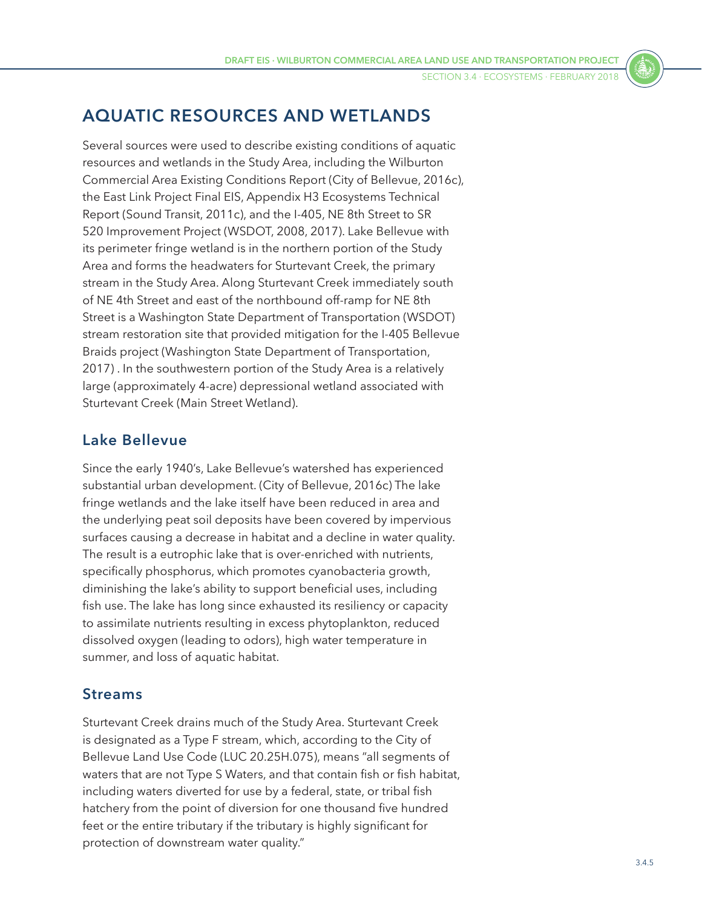# AQUATIC RESOURCES AND WETLANDS

Several sources were used to describe existing conditions of aquatic resources and wetlands in the Study Area, including the Wilburton Commercial Area Existing Conditions Report (City of Bellevue, 2016c), the East Link Project Final EIS, Appendix H3 Ecosystems Technical Report (Sound Transit, 2011c), and the I-405, NE 8th Street to SR 520 Improvement Project (WSDOT, 2008, 2017). Lake Bellevue with its perimeter fringe wetland is in the northern portion of the Study Area and forms the headwaters for Sturtevant Creek, the primary stream in the Study Area. Along Sturtevant Creek immediately south of NE 4th Street and east of the northbound off-ramp for NE 8th Street is a Washington State Department of Transportation (WSDOT) stream restoration site that provided mitigation for the I-405 Bellevue Braids project (Washington State Department of Transportation, 2017) . In the southwestern portion of the Study Area is a relatively large (approximately 4-acre) depressional wetland associated with Sturtevant Creek (Main Street Wetland).

## Lake Bellevue

Since the early 1940's, Lake Bellevue's watershed has experienced substantial urban development. (City of Bellevue, 2016c) The lake fringe wetlands and the lake itself have been reduced in area and the underlying peat soil deposits have been covered by impervious surfaces causing a decrease in habitat and a decline in water quality. The result is a eutrophic lake that is over-enriched with nutrients, specifically phosphorus, which promotes cyanobacteria growth, diminishing the lake's ability to support beneficial uses, including fish use. The lake has long since exhausted its resiliency or capacity to assimilate nutrients resulting in excess phytoplankton, reduced dissolved oxygen (leading to odors), high water temperature in summer, and loss of aquatic habitat.

## Streams

Sturtevant Creek drains much of the Study Area. Sturtevant Creek is designated as a Type F stream, which, according to the City of Bellevue Land Use Code (LUC 20.25H.075), means "all segments of waters that are not Type S Waters, and that contain fish or fish habitat, including waters diverted for use by a federal, state, or tribal fish hatchery from the point of diversion for one thousand five hundred feet or the entire tributary if the tributary is highly significant for protection of downstream water quality."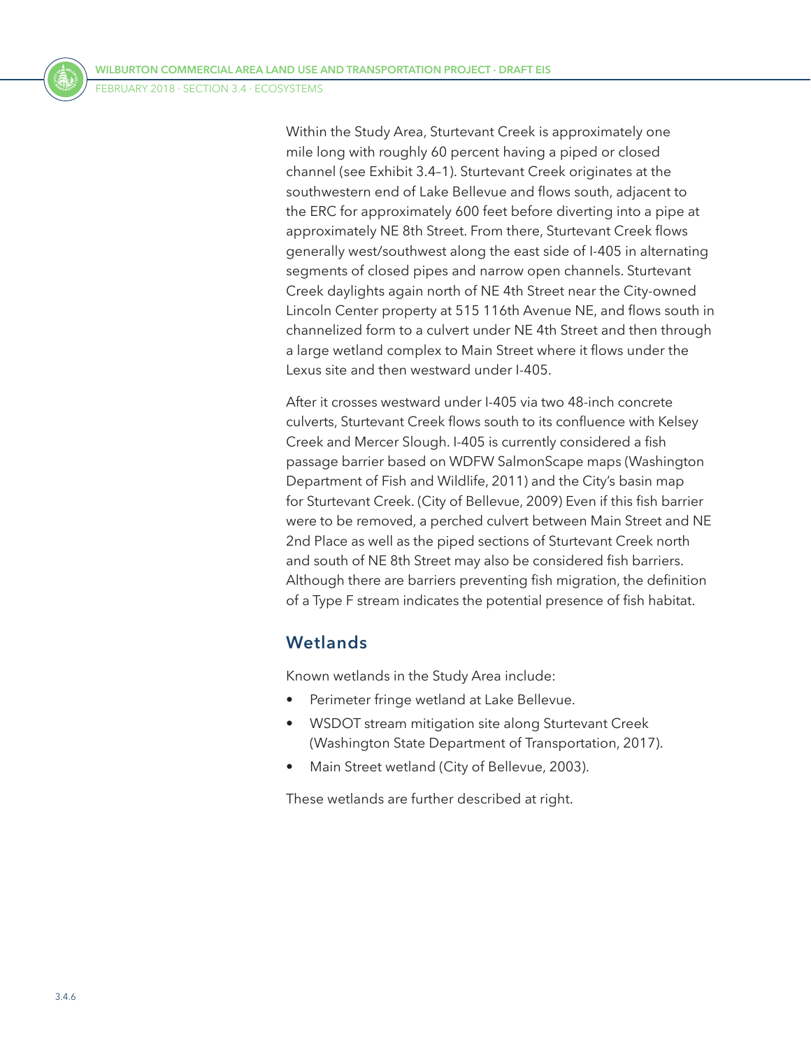Within the Study Area, Sturtevant Creek is approximately one mile long with roughly 60 percent having a piped or closed channel (see Exhibit 3.4–1). Sturtevant Creek originates at the southwestern end of Lake Bellevue and flows south, adjacent to the ERC for approximately 600 feet before diverting into a pipe at approximately NE 8th Street. From there, Sturtevant Creek flows generally west/southwest along the east side of I-405 in alternating segments of closed pipes and narrow open channels. Sturtevant Creek daylights again north of NE 4th Street near the City-owned Lincoln Center property at 515 116th Avenue NE, and flows south in channelized form to a culvert under NE 4th Street and then through a large wetland complex to Main Street where it flows under the Lexus site and then westward under I-405.

After it crosses westward under I-405 via two 48-inch concrete culverts, Sturtevant Creek flows south to its confluence with Kelsey Creek and Mercer Slough. I-405 is currently considered a fish passage barrier based on WDFW SalmonScape maps (Washington Department of Fish and Wildlife, 2011) and the City's basin map for Sturtevant Creek. (City of Bellevue, 2009) Even if this fish barrier were to be removed, a perched culvert between Main Street and NE 2nd Place as well as the piped sections of Sturtevant Creek north and south of NE 8th Street may also be considered fish barriers. Although there are barriers preventing fish migration, the definition of a Type F stream indicates the potential presence of fish habitat.

## Wetlands

Known wetlands in the Study Area include:

- Perimeter fringe wetland at Lake Bellevue.
- WSDOT stream mitigation site along Sturtevant Creek (Washington State Department of Transportation, 2017).
- Main Street wetland (City of Bellevue, 2003).

These wetlands are further described at right.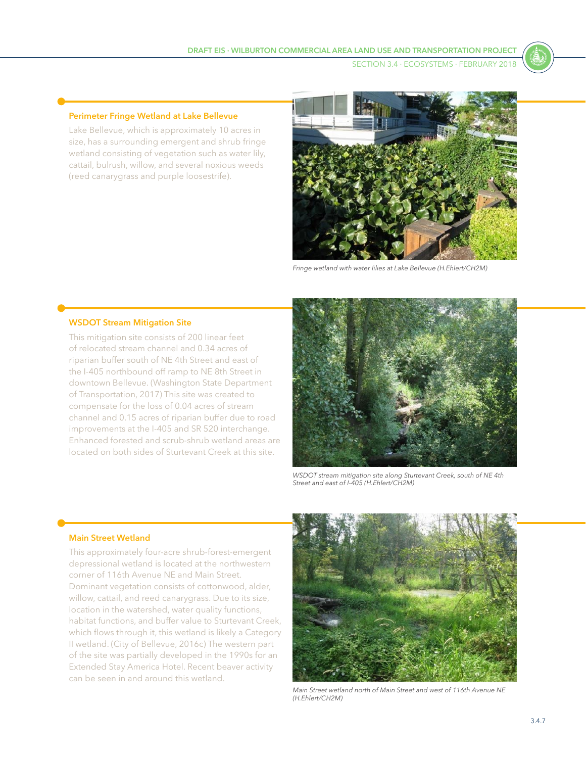### Perimeter Fringe Wetland at Lake Bellevue

Lake Bellevue, which is approximately 10 acres in size, has a surrounding emergent and shrub fringe wetland consisting of vegetation such as water lily, cattail, bulrush, willow, and several noxious weeds (reed canarygrass and purple loosestrife).

*Fringe wetland with water lilies at Lake Bellevue (H.Ehlert/CH2M)*

### WSDOT Stream Mitigation Site

This mitigation site consists of 200 linear feet of relocated stream channel and 0.34 acres of riparian buffer south of NE 4th Street and east of the I-405 northbound off ramp to NE 8th Street in downtown Bellevue. (Washington State Department of Transportation, 2017) This site was created to compensate for the loss of 0.04 acres of stream channel and 0.15 acres of riparian buffer due to road improvements at the I-405 and SR 520 interchange. Enhanced forested and scrub-shrub wetland areas are located on both sides of Sturtevant Creek at this site.

*WSDOT stream mitigation site along Sturtevant Creek, south of NE 4th Street and east of I-405 (H.Ehlert/CH2M)*

### Main Street Wetland

This approximately four-acre shrub-forest-emergent depressional wetland is located at the northwestern corner of 116th Avenue NE and Main Street. Dominant vegetation consists of cottonwood, alder, willow, cattail, and reed canarygrass. Due to its size, location in the watershed, water quality functions, habitat functions, and buffer value to Sturtevant Creek, which flows through it, this wetland is likely a Category II wetland. (City of Bellevue, 2016c) The western part of the site was partially developed in the 1990s for an Extended Stay America Hotel. Recent beaver activity can be seen in and around this wetland.

*Main Street wetland north of Main Street and west of 116th Avenue NE (H.Ehlert/CH2M)*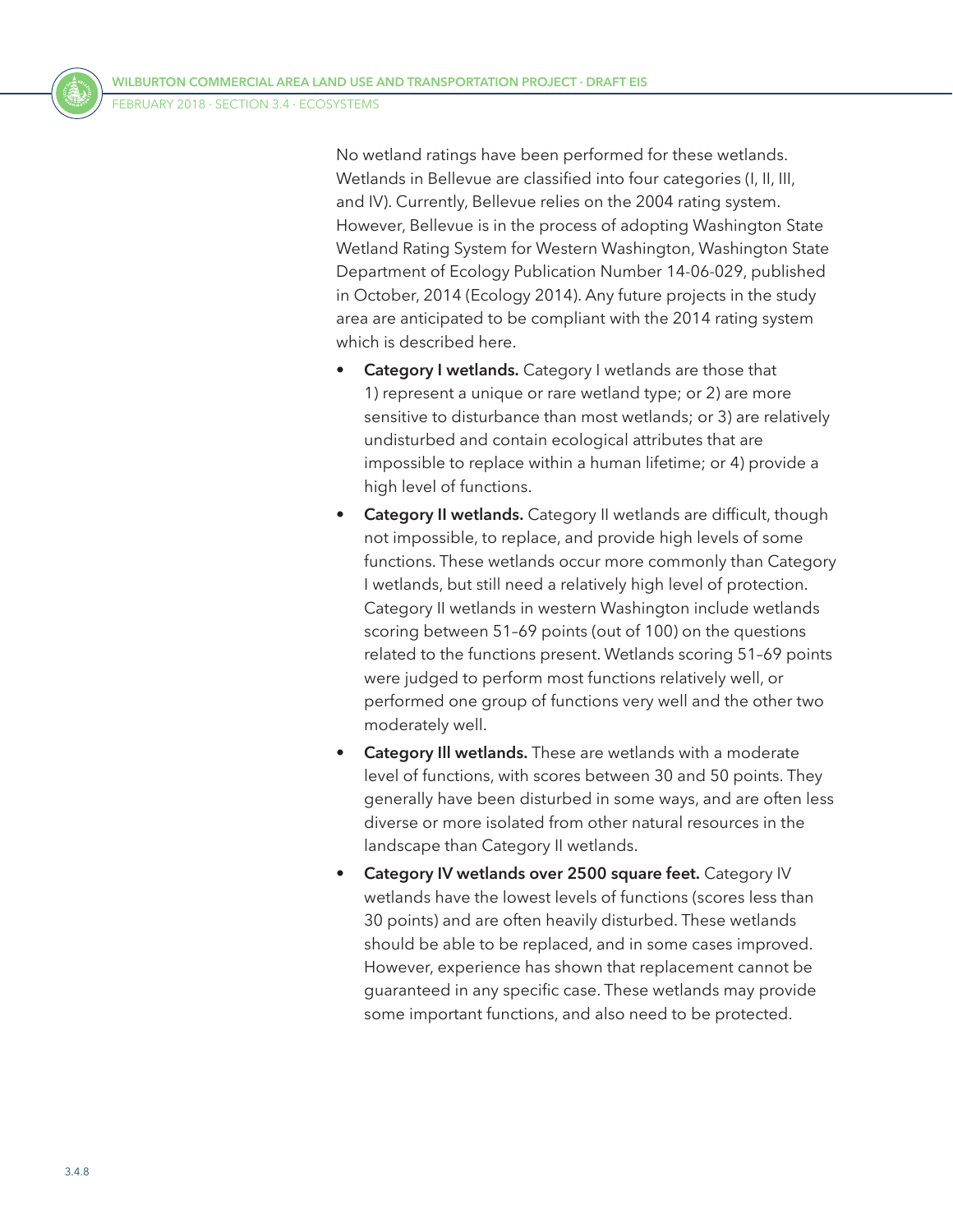No wetland ratings have been performed for these wetlands. Wetlands in Bellevue are classified into four categories (I, II, III, and IV). Currently, Bellevue relies on the 2004 rating system. However, Bellevue is in the process of adopting Washington State Wetland Rating System for Western Washington, Washington State Department of Ecology Publication Number 14-06-029, published in October, 2014 (Ecology 2014). Any future projects in the study area are anticipated to be compliant with the 2014 rating system which is described here.

- **Category I wetlands.** Category I wetlands are those that 1) represent a unique or rare wetland type; or 2) are more sensitive to disturbance than most wetlands; or 3) are relatively undisturbed and contain ecological attributes that are impossible to replace within a human lifetime; or 4) provide a high level of functions.
- **Category II wetlands.** Category II wetlands are difficult, though not impossible, to replace, and provide high levels of some functions. These wetlands occur more commonly than Category I wetlands, but still need a relatively high level of protection. Category II wetlands in western Washington include wetlands scoring between 51–69 points (out of 100) on the questions related to the functions present. Wetlands scoring 51–69 points were judged to perform most functions relatively well, or performed one group of functions very well and the other two moderately well.
- **Category III wetlands.** These are wetlands with a moderate level of functions, with scores between 30 and 50 points. They generally have been disturbed in some ways, and are often less diverse or more isolated from other natural resources in the landscape than Category II wetlands.
- **Category IV wetlands over 2500 square feet.** Category IV wetlands have the lowest levels of functions (scores less than 30 points) and are often heavily disturbed. These wetlands should be able to be replaced, and in some cases improved. However, experience has shown that replacement cannot be guaranteed in any specific case. These wetlands may provide some important functions, and also need to be protected.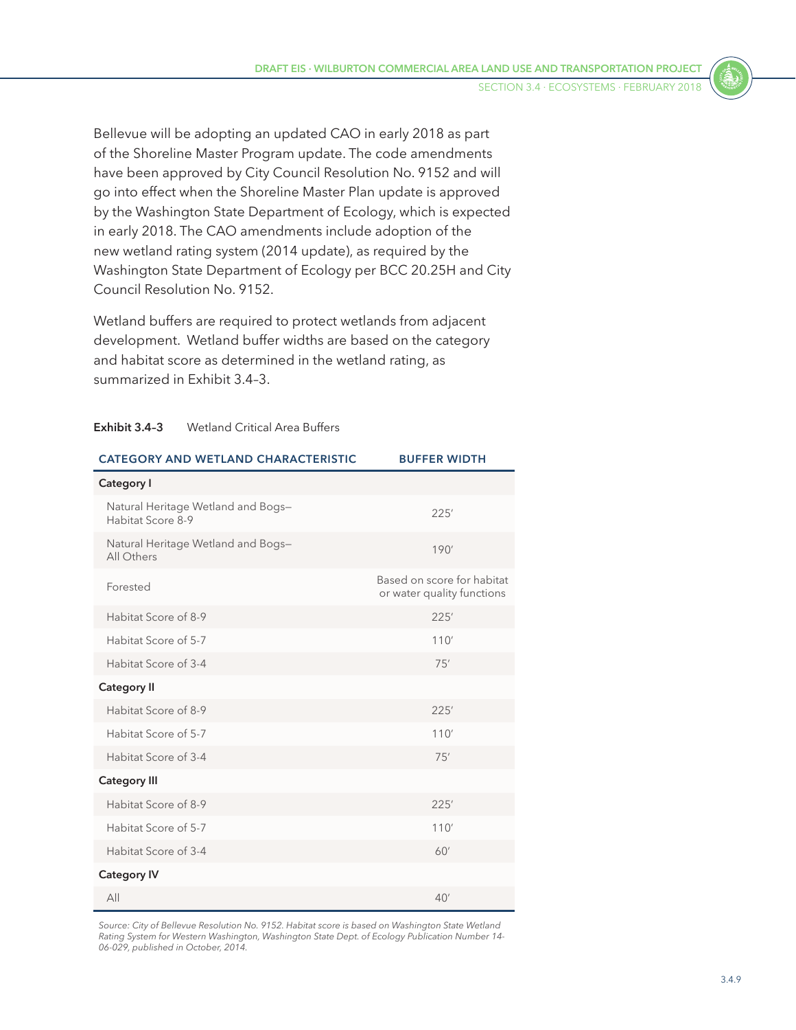Bellevue will be adopting an updated CAO in early 2018 as part of the Shoreline Master Program update. The code amendments have been approved by City Council Resolution No. 9152 and will go into effect when the Shoreline Master Plan update is approved by the Washington State Department of Ecology, which is expected in early 2018. The CAO amendments include adoption of the new wetland rating system (2014 update), as required by the Washington State Department of Ecology per BCC 20.25H and City Council Resolution No. 9152.

Wetland buffers are required to protect wetlands from adjacent development. Wetland buffer widths are based on the category and habitat score as determined in the wetland rating, as summarized in Exhibit 3.4–3.

**Exhibit 3.4–3** Wetland Critical Area Buffers

| CATEGORY AND WETLAND CHARACTERISTIC | BUFFER WIDTH |
|---|---|
| **Category I** | |
| Natural Heritage Wetland and Bogs—Habitat Score 8-9 | 225′ |
| Natural Heritage Wetland and Bogs—All Others | 190′ |
| Forested | Based on score for habitat or water quality functions |
| Habitat Score of 8-9 | 225′ |
| Habitat Score of 5-7 | 110′ |
| Habitat Score of 3-4 | 75′ |
| **Category II** | |
| Habitat Score of 8-9 | 225′ |
| Habitat Score of 5-7 | 110′ |
| Habitat Score of 3-4 | 75′ |
| **Category III** | |
| Habitat Score of 8-9 | 225′ |
| Habitat Score of 5-7 | 110′ |
| Habitat Score of 3-4 | 60′ |
| **Category IV** | |
| All | 40′ |

*Source: City of Bellevue Resolution No. 9152. Habitat score is based on Washington State Wetland Rating System for Western Washington, Washington State Dept. of Ecology Publication Number 14-06-029, published in October, 2014.*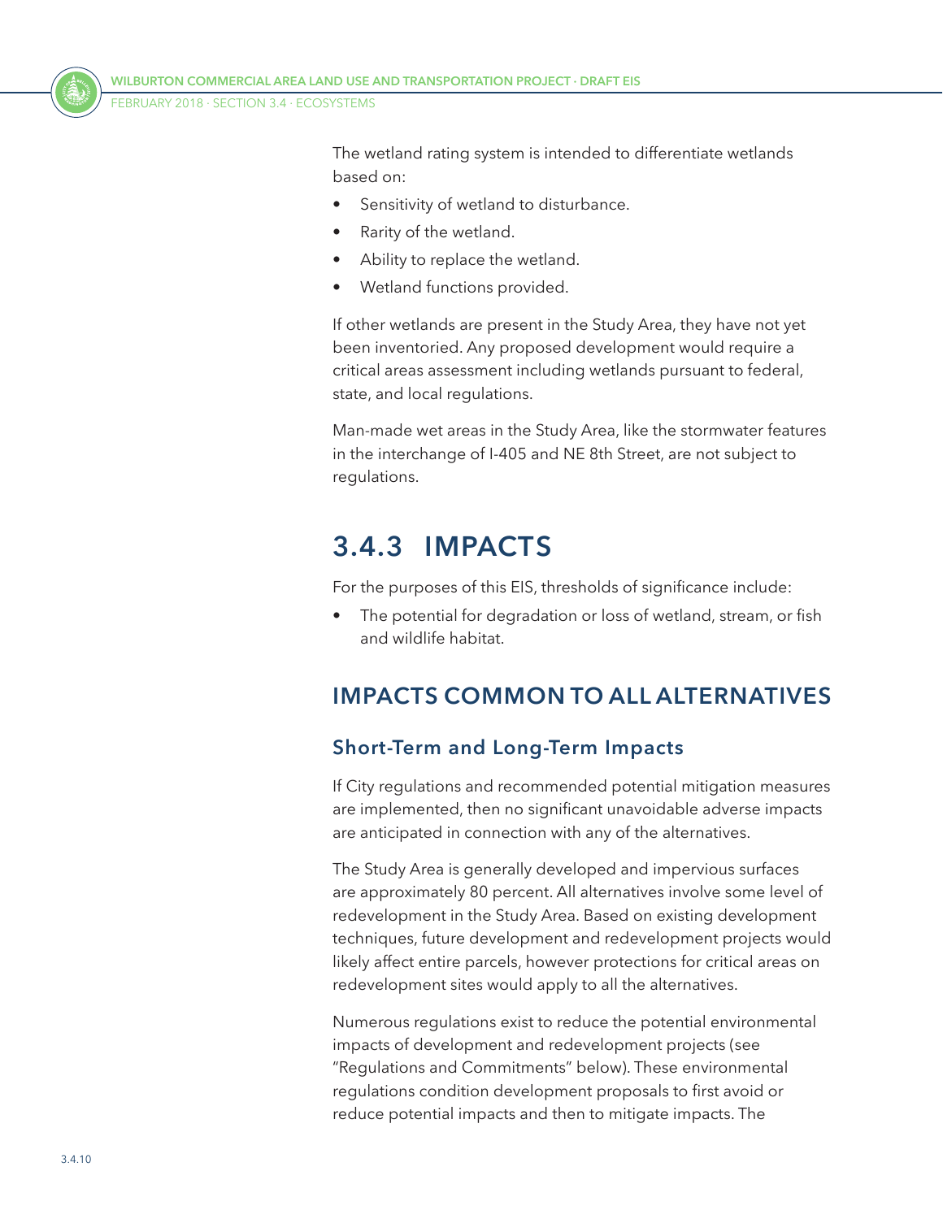The wetland rating system is intended to differentiate wetlands based on:

- Sensitivity of wetland to disturbance.
- Rarity of the wetland.
- Ability to replace the wetland.
- Wetland functions provided.

If other wetlands are present in the Study Area, they have not yet been inventoried. Any proposed development would require a critical areas assessment including wetlands pursuant to federal, state, and local regulations.

Man-made wet areas in the Study Area, like the stormwater features in the interchange of I-405 and NE 8th Street, are not subject to regulations.

## 3.4.3 IMPACTS

For the purposes of this EIS, thresholds of significance include:

- The potential for degradation or loss of wetland, stream, or fish and wildlife habitat.

### IMPACTS COMMON TO ALL ALTERNATIVES

#### Short-Term and Long-Term Impacts

If City regulations and recommended potential mitigation measures are implemented, then no significant unavoidable adverse impacts are anticipated in connection with any of the alternatives.

The Study Area is generally developed and impervious surfaces are approximately 80 percent. All alternatives involve some level of redevelopment in the Study Area. Based on existing development techniques, future development and redevelopment projects would likely affect entire parcels, however protections for critical areas on redevelopment sites would apply to all the alternatives.

Numerous regulations exist to reduce the potential environmental impacts of development and redevelopment projects (see "Regulations and Commitments" below). These environmental regulations condition development proposals to first avoid or reduce potential impacts and then to mitigate impacts. The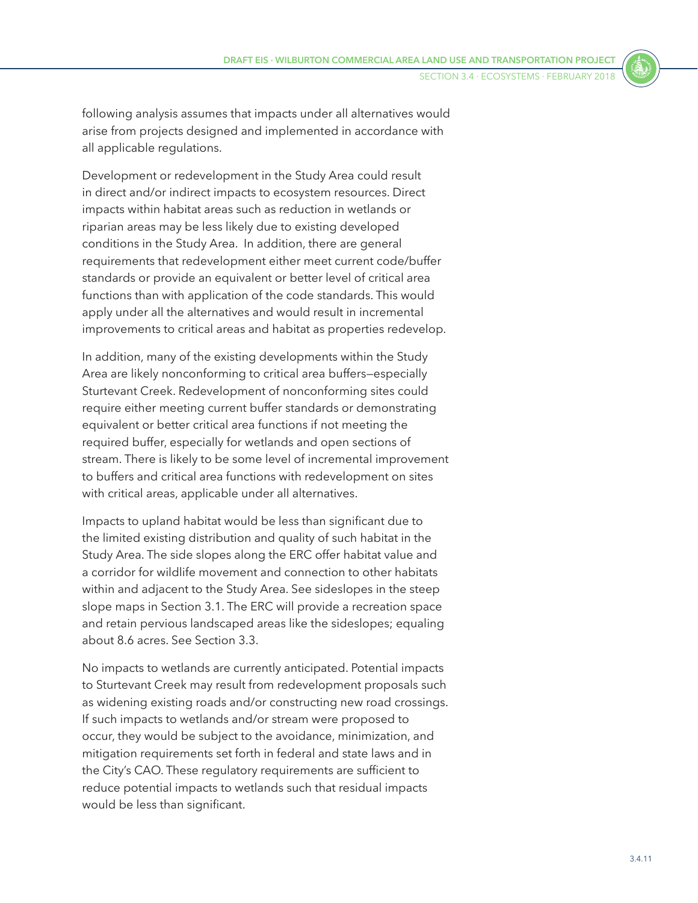following analysis assumes that impacts under all alternatives would arise from projects designed and implemented in accordance with all applicable regulations.

Development or redevelopment in the Study Area could result in direct and/or indirect impacts to ecosystem resources. Direct impacts within habitat areas such as reduction in wetlands or riparian areas may be less likely due to existing developed conditions in the Study Area. In addition, there are general requirements that redevelopment either meet current code/buffer standards or provide an equivalent or better level of critical area functions than with application of the code standards. This would apply under all the alternatives and would result in incremental improvements to critical areas and habitat as properties redevelop.

In addition, many of the existing developments within the Study Area are likely nonconforming to critical area buffers—especially Sturtevant Creek. Redevelopment of nonconforming sites could require either meeting current buffer standards or demonstrating equivalent or better critical area functions if not meeting the required buffer, especially for wetlands and open sections of stream. There is likely to be some level of incremental improvement to buffers and critical area functions with redevelopment on sites with critical areas, applicable under all alternatives.

Impacts to upland habitat would be less than significant due to the limited existing distribution and quality of such habitat in the Study Area. The side slopes along the ERC offer habitat value and a corridor for wildlife movement and connection to other habitats within and adjacent to the Study Area. See sideslopes in the steep slope maps in Section 3.1. The ERC will provide a recreation space and retain pervious landscaped areas like the sideslopes; equaling about 8.6 acres. See Section 3.3.

No impacts to wetlands are currently anticipated. Potential impacts to Sturtevant Creek may result from redevelopment proposals such as widening existing roads and/or constructing new road crossings. If such impacts to wetlands and/or stream were proposed to occur, they would be subject to the avoidance, minimization, and mitigation requirements set forth in federal and state laws and in the City's CAO. These regulatory requirements are sufficient to reduce potential impacts to wetlands such that residual impacts would be less than significant.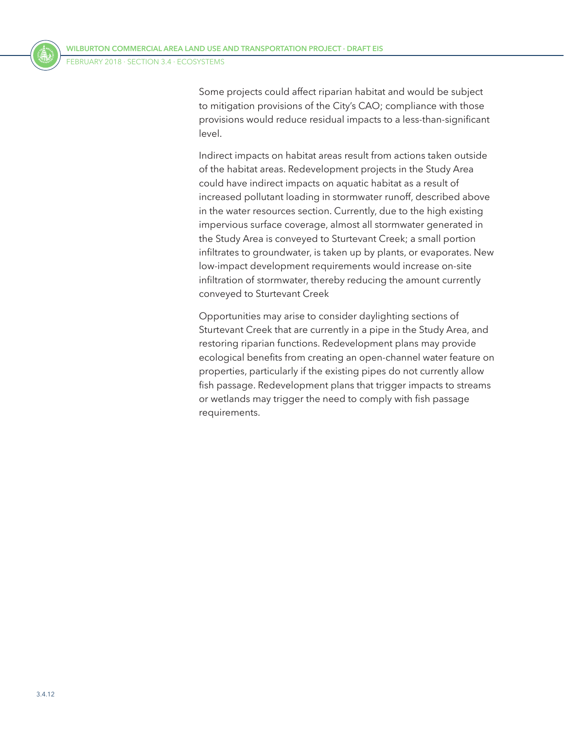Some projects could affect riparian habitat and would be subject to mitigation provisions of the City's CAO; compliance with those provisions would reduce residual impacts to a less-than-significant level.

Indirect impacts on habitat areas result from actions taken outside of the habitat areas. Redevelopment projects in the Study Area could have indirect impacts on aquatic habitat as a result of increased pollutant loading in stormwater runoff, described above in the water resources section. Currently, due to the high existing impervious surface coverage, almost all stormwater generated in the Study Area is conveyed to Sturtevant Creek; a small portion infiltrates to groundwater, is taken up by plants, or evaporates. New low-impact development requirements would increase on-site infiltration of stormwater, thereby reducing the amount currently conveyed to Sturtevant Creek

Opportunities may arise to consider daylighting sections of Sturtevant Creek that are currently in a pipe in the Study Area, and restoring riparian functions. Redevelopment plans may provide ecological benefits from creating an open-channel water feature on properties, particularly if the existing pipes do not currently allow fish passage. Redevelopment plans that trigger impacts to streams or wetlands may trigger the need to comply with fish passage requirements.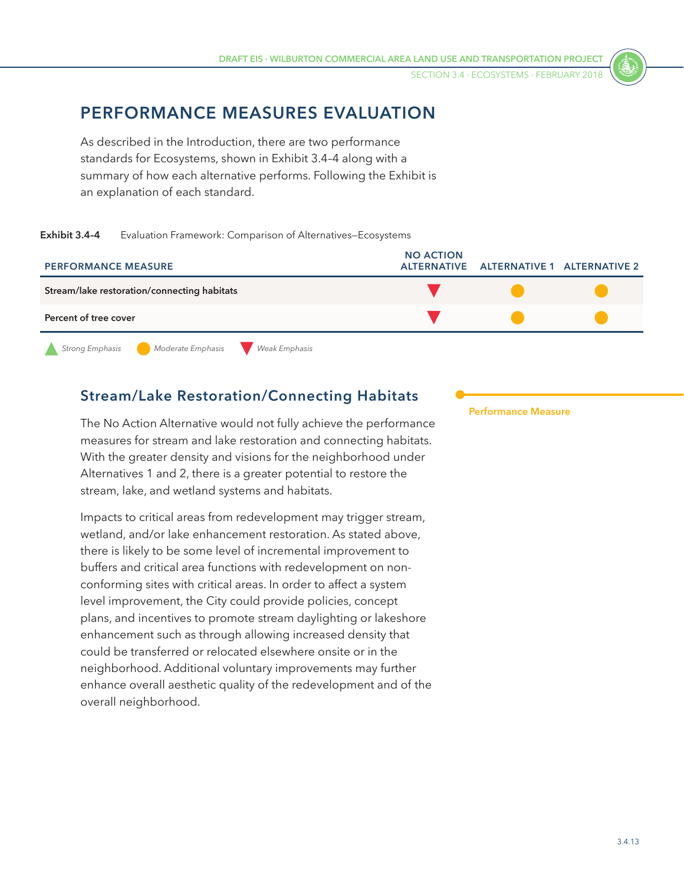## PERFORMANCE MEASURES EVALUATION

As described in the Introduction, there are two performance standards for Ecosystems, shown in Exhibit 3.4–4 along with a summary of how each alternative performs. Following the Exhibit is an explanation of each standard.

**Exhibit 3.4–4** Evaluation Framework: Comparison of Alternatives—Ecosystems

| PERFORMANCE MEASURE | NO ACTION ALTERNATIVE | ALTERNATIVE 1 | ALTERNATIVE 2 |
|---|---|---|---|
| Stream/lake restoration/connecting habitats | Weak Emphasis | Moderate Emphasis | Moderate Emphasis |
| Percent of tree cover | Weak Emphasis | Moderate Emphasis | Moderate Emphasis |

*Strong Emphasis* · *Moderate Emphasis* · *Weak Emphasis*

### Stream/Lake Restoration/Connecting Habitats

Performance Measure

The No Action Alternative would not fully achieve the performance measures for stream and lake restoration and connecting habitats. With the greater density and visions for the neighborhood under Alternatives 1 and 2, there is a greater potential to restore the stream, lake, and wetland systems and habitats.

Impacts to critical areas from redevelopment may trigger stream, wetland, and/or lake enhancement restoration. As stated above, there is likely to be some level of incremental improvement to buffers and critical area functions with redevelopment on non-conforming sites with critical areas. In order to affect a system level improvement, the City could provide policies, concept plans, and incentives to promote stream daylighting or lakeshore enhancement such as through allowing increased density that could be transferred or relocated elsewhere onsite or in the neighborhood. Additional voluntary improvements may further enhance overall aesthetic quality of the redevelopment and of the overall neighborhood.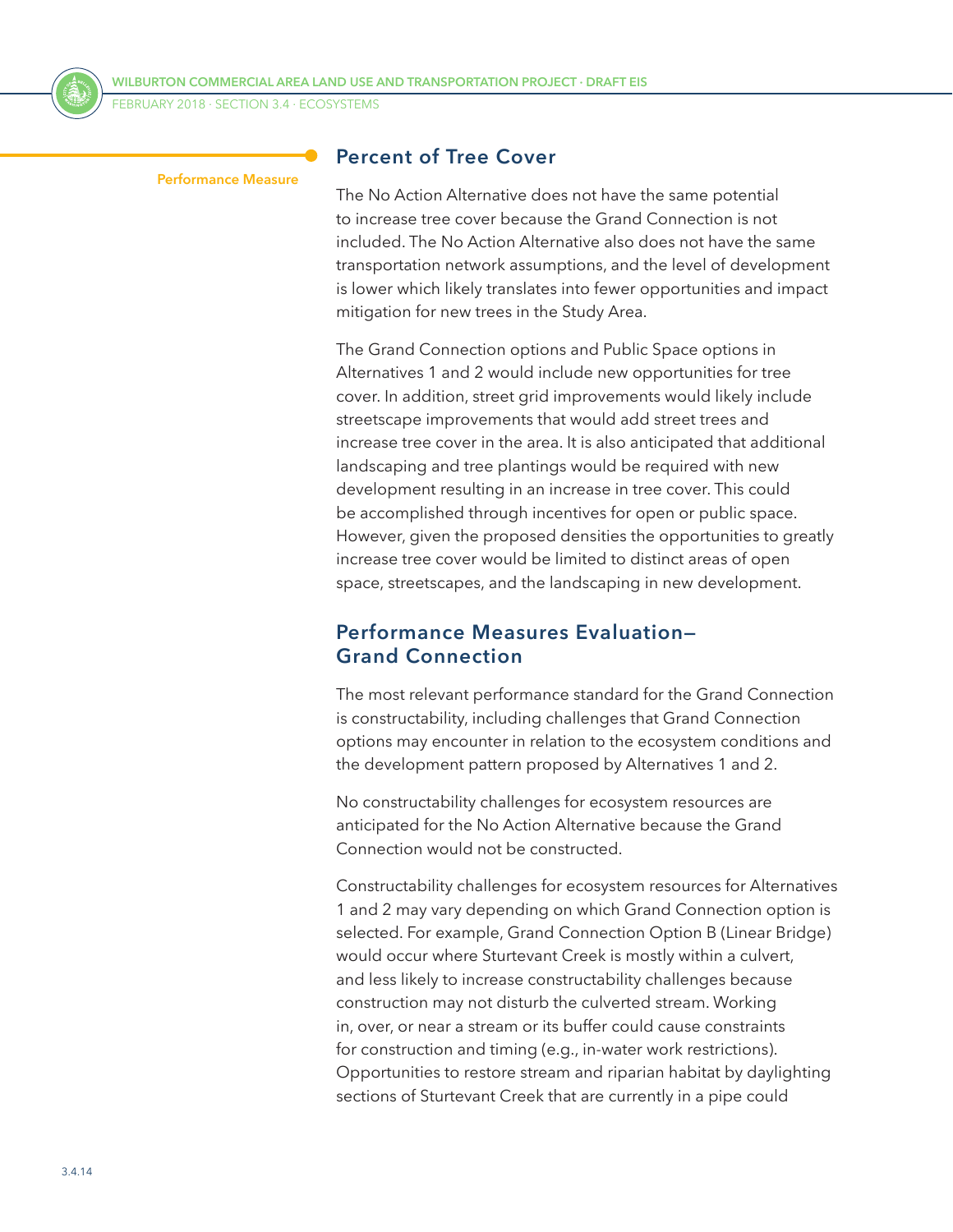## Percent of Tree Cover

Performance Measure

The No Action Alternative does not have the same potential to increase tree cover because the Grand Connection is not included. The No Action Alternative also does not have the same transportation network assumptions, and the level of development is lower which likely translates into fewer opportunities and impact mitigation for new trees in the Study Area.

The Grand Connection options and Public Space options in Alternatives 1 and 2 would include new opportunities for tree cover. In addition, street grid improvements would likely include streetscape improvements that would add street trees and increase tree cover in the area. It is also anticipated that additional landscaping and tree plantings would be required with new development resulting in an increase in tree cover. This could be accomplished through incentives for open or public space. However, given the proposed densities the opportunities to greatly increase tree cover would be limited to distinct areas of open space, streetscapes, and the landscaping in new development.

## Performance Measures Evaluation—Grand Connection

The most relevant performance standard for the Grand Connection is constructability, including challenges that Grand Connection options may encounter in relation to the ecosystem conditions and the development pattern proposed by Alternatives 1 and 2.

No constructability challenges for ecosystem resources are anticipated for the No Action Alternative because the Grand Connection would not be constructed.

Constructability challenges for ecosystem resources for Alternatives 1 and 2 may vary depending on which Grand Connection option is selected. For example, Grand Connection Option B (Linear Bridge) would occur where Sturtevant Creek is mostly within a culvert, and less likely to increase constructability challenges because construction may not disturb the culverted stream. Working in, over, or near a stream or its buffer could cause constraints for construction and timing (e.g., in-water work restrictions). Opportunities to restore stream and riparian habitat by daylighting sections of Sturtevant Creek that are currently in a pipe could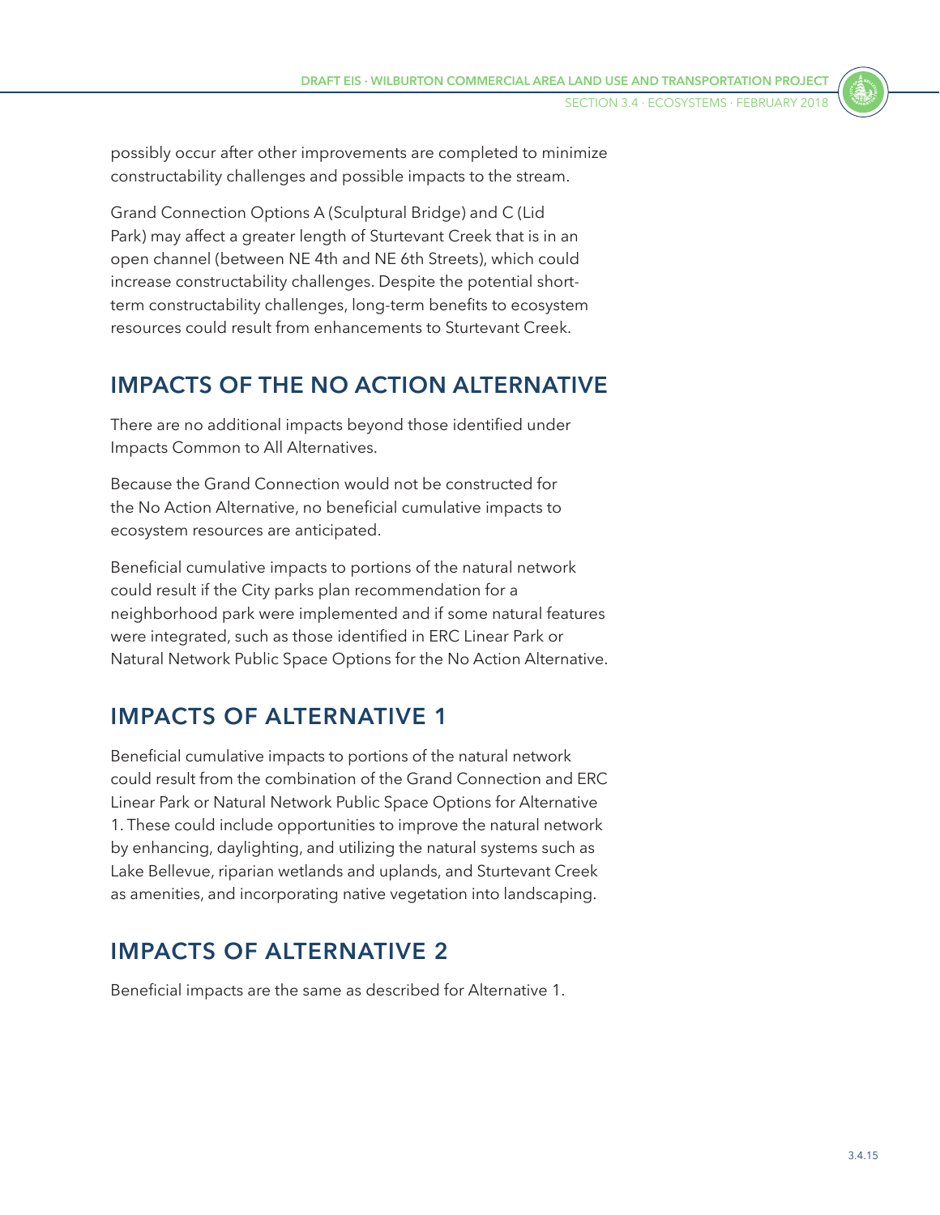possibly occur after other improvements are completed to minimize constructability challenges and possible impacts to the stream.

Grand Connection Options A (Sculptural Bridge) and C (Lid Park) may affect a greater length of Sturtevant Creek that is in an open channel (between NE 4th and NE 6th Streets), which could increase constructability challenges. Despite the potential short-term constructability challenges, long-term benefits to ecosystem resources could result from enhancements to Sturtevant Creek.

## IMPACTS OF THE NO ACTION ALTERNATIVE

There are no additional impacts beyond those identified under Impacts Common to All Alternatives.

Because the Grand Connection would not be constructed for the No Action Alternative, no beneficial cumulative impacts to ecosystem resources are anticipated.

Beneficial cumulative impacts to portions of the natural network could result if the City parks plan recommendation for a neighborhood park were implemented and if some natural features were integrated, such as those identified in ERC Linear Park or Natural Network Public Space Options for the No Action Alternative.

## IMPACTS OF ALTERNATIVE 1

Beneficial cumulative impacts to portions of the natural network could result from the combination of the Grand Connection and ERC Linear Park or Natural Network Public Space Options for Alternative 1. These could include opportunities to improve the natural network by enhancing, daylighting, and utilizing the natural systems such as Lake Bellevue, riparian wetlands and uplands, and Sturtevant Creek as amenities, and incorporating native vegetation into landscaping.

## IMPACTS OF ALTERNATIVE 2

Beneficial impacts are the same as described for Alternative 1.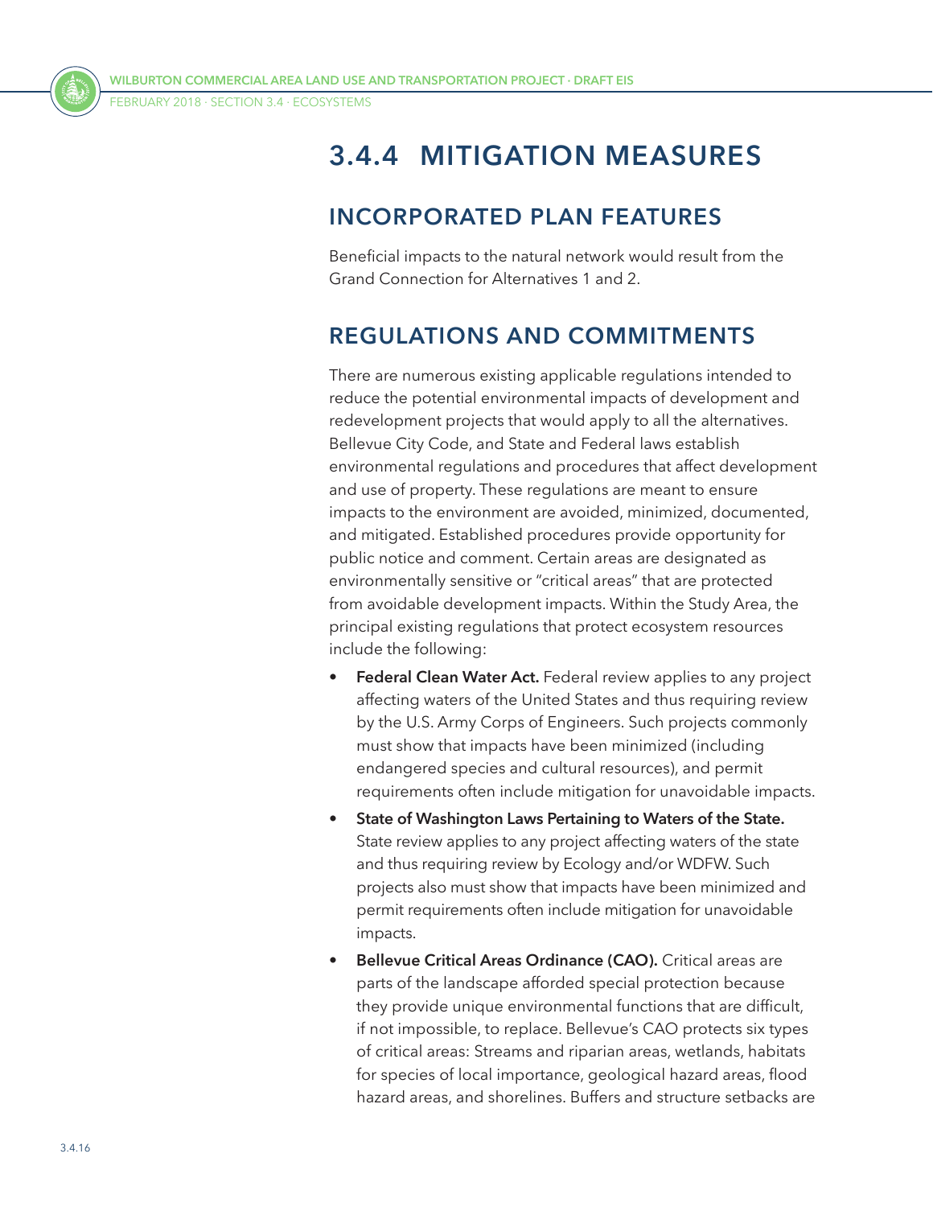## 3.4.4 MITIGATION MEASURES

### INCORPORATED PLAN FEATURES

Beneficial impacts to the natural network would result from the Grand Connection for Alternatives 1 and 2.

### REGULATIONS AND COMMITMENTS

There are numerous existing applicable regulations intended to reduce the potential environmental impacts of development and redevelopment projects that would apply to all the alternatives. Bellevue City Code, and State and Federal laws establish environmental regulations and procedures that affect development and use of property. These regulations are meant to ensure impacts to the environment are avoided, minimized, documented, and mitigated. Established procedures provide opportunity for public notice and comment. Certain areas are designated as environmentally sensitive or "critical areas" that are protected from avoidable development impacts. Within the Study Area, the principal existing regulations that protect ecosystem resources include the following:

- **Federal Clean Water Act.** Federal review applies to any project affecting waters of the United States and thus requiring review by the U.S. Army Corps of Engineers. Such projects commonly must show that impacts have been minimized (including endangered species and cultural resources), and permit requirements often include mitigation for unavoidable impacts.
- **State of Washington Laws Pertaining to Waters of the State.** State review applies to any project affecting waters of the state and thus requiring review by Ecology and/or WDFW. Such projects also must show that impacts have been minimized and permit requirements often include mitigation for unavoidable impacts.
- **Bellevue Critical Areas Ordinance (CAO).** Critical areas are parts of the landscape afforded special protection because they provide unique environmental functions that are difficult, if not impossible, to replace. Bellevue's CAO protects six types of critical areas: Streams and riparian areas, wetlands, habitats for species of local importance, geological hazard areas, flood hazard areas, and shorelines. Buffers and structure setbacks are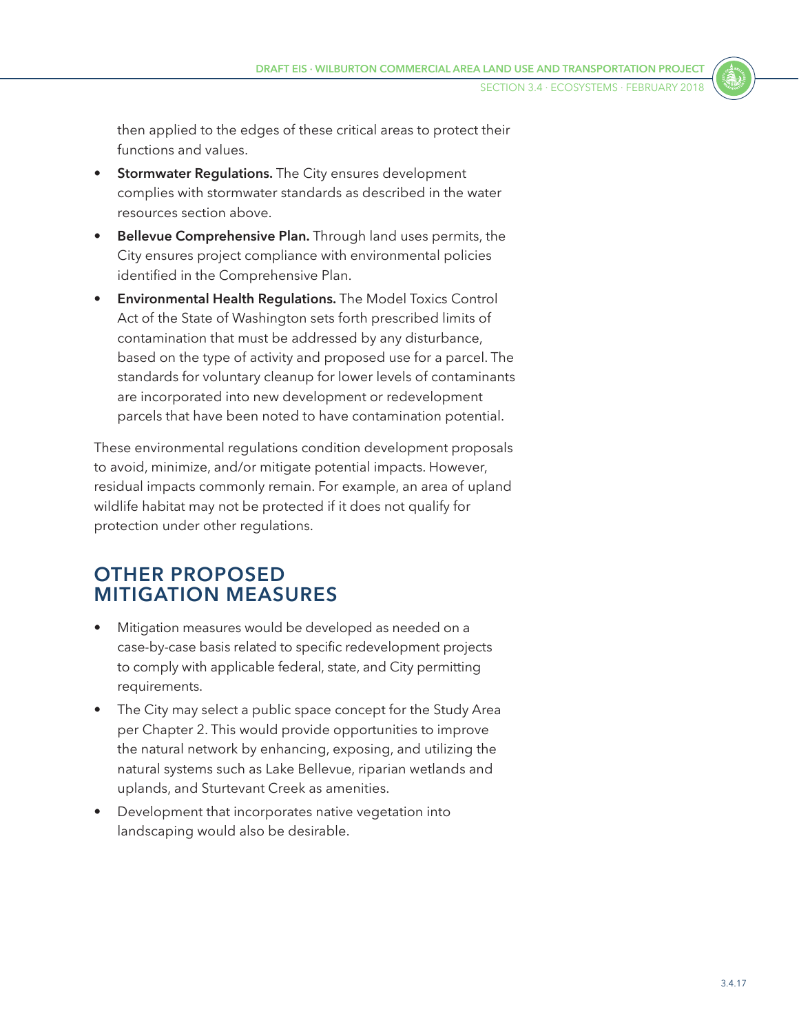then applied to the edges of these critical areas to protect their functions and values.

- **Stormwater Regulations.** The City ensures development complies with stormwater standards as described in the water resources section above.
- **Bellevue Comprehensive Plan.** Through land uses permits, the City ensures project compliance with environmental policies identified in the Comprehensive Plan.
- **Environmental Health Regulations.** The Model Toxics Control Act of the State of Washington sets forth prescribed limits of contamination that must be addressed by any disturbance, based on the type of activity and proposed use for a parcel. The standards for voluntary cleanup for lower levels of contaminants are incorporated into new development or redevelopment parcels that have been noted to have contamination potential.

These environmental regulations condition development proposals to avoid, minimize, and/or mitigate potential impacts. However, residual impacts commonly remain. For example, an area of upland wildlife habitat may not be protected if it does not qualify for protection under other regulations.

## OTHER PROPOSED MITIGATION MEASURES

- Mitigation measures would be developed as needed on a case-by-case basis related to specific redevelopment projects to comply with applicable federal, state, and City permitting requirements.
- The City may select a public space concept for the Study Area per Chapter 2. This would provide opportunities to improve the natural network by enhancing, exposing, and utilizing the natural systems such as Lake Bellevue, riparian wetlands and uplands, and Sturtevant Creek as amenities.
- Development that incorporates native vegetation into landscaping would also be desirable.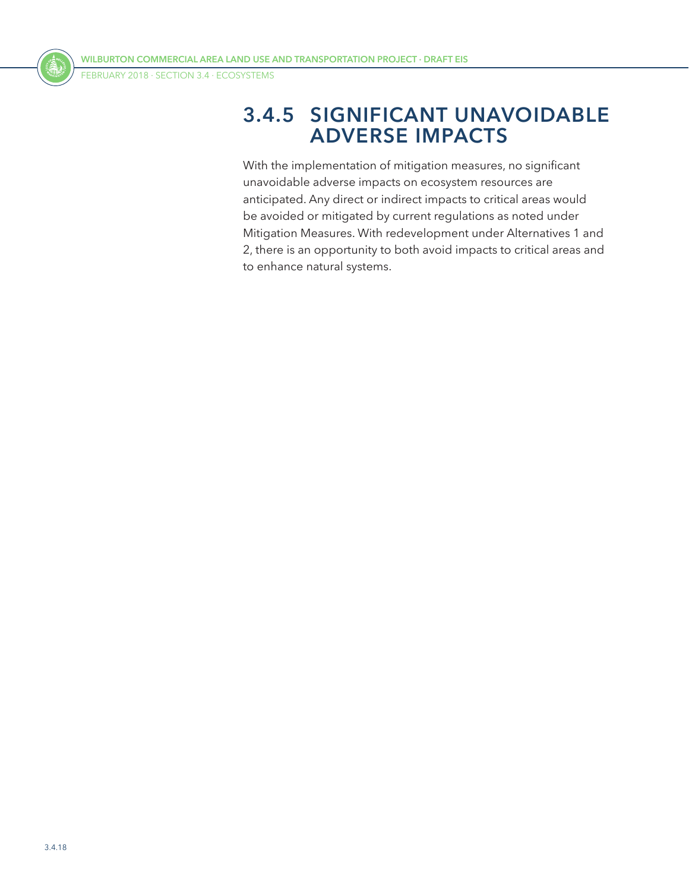## 3.4.5 SIGNIFICANT UNAVOIDABLE ADVERSE IMPACTS

With the implementation of mitigation measures, no significant unavoidable adverse impacts on ecosystem resources are anticipated. Any direct or indirect impacts to critical areas would be avoided or mitigated by current regulations as noted under Mitigation Measures. With redevelopment under Alternatives 1 and 2, there is an opportunity to both avoid impacts to critical areas and to enhance natural systems.